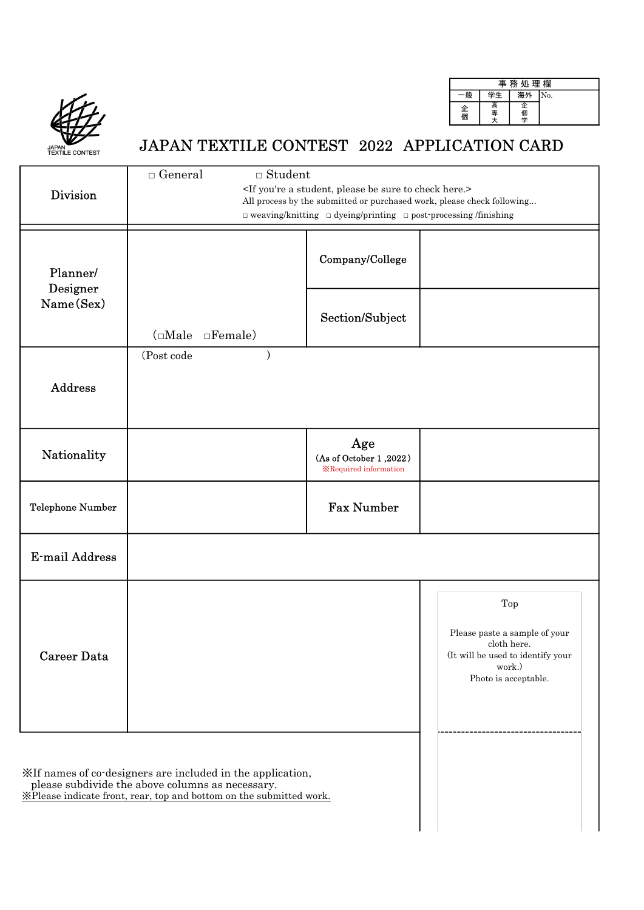| 事務処理欄 | | | |
|---|---|---|---|
| 一般 | 学生 | 海外 | No. |
| 企 個 | 高 専 大 | 企 個 学 | |

JAPAN TEXTILE CONTEST

# JAPAN TEXTILE CONTEST 2022 APPLICATION CARD

| | | | |
|---|---|---|---|
| Division | □ General □ Student <If you're a student, please be sure to check here.> All process by the submitted or purchased work, please check following… □ weaving/knitting □ dyeing/printing □ post-processing /finishing | | |
| Planner/ Designer Name (Sex) | (□Male □Female) | Company/College | |
| | | Section/Subject | |
| Address | (Post code ) | | |
| Nationality | | Age (As of October 1 ,2022) ※Required information | |
| Telephone Number | | Fax Number | |
| E-mail Address | | | |
| Career Data | | | Top<br>Please paste a sample of your cloth here.<br>(It will be used to identify your work.)<br>Photo is acceptable. |

※If names of co-designers are included in the application, please subdivide the above columns as necessary.
※Please indicate front, rear, top and bottom on the submitted work.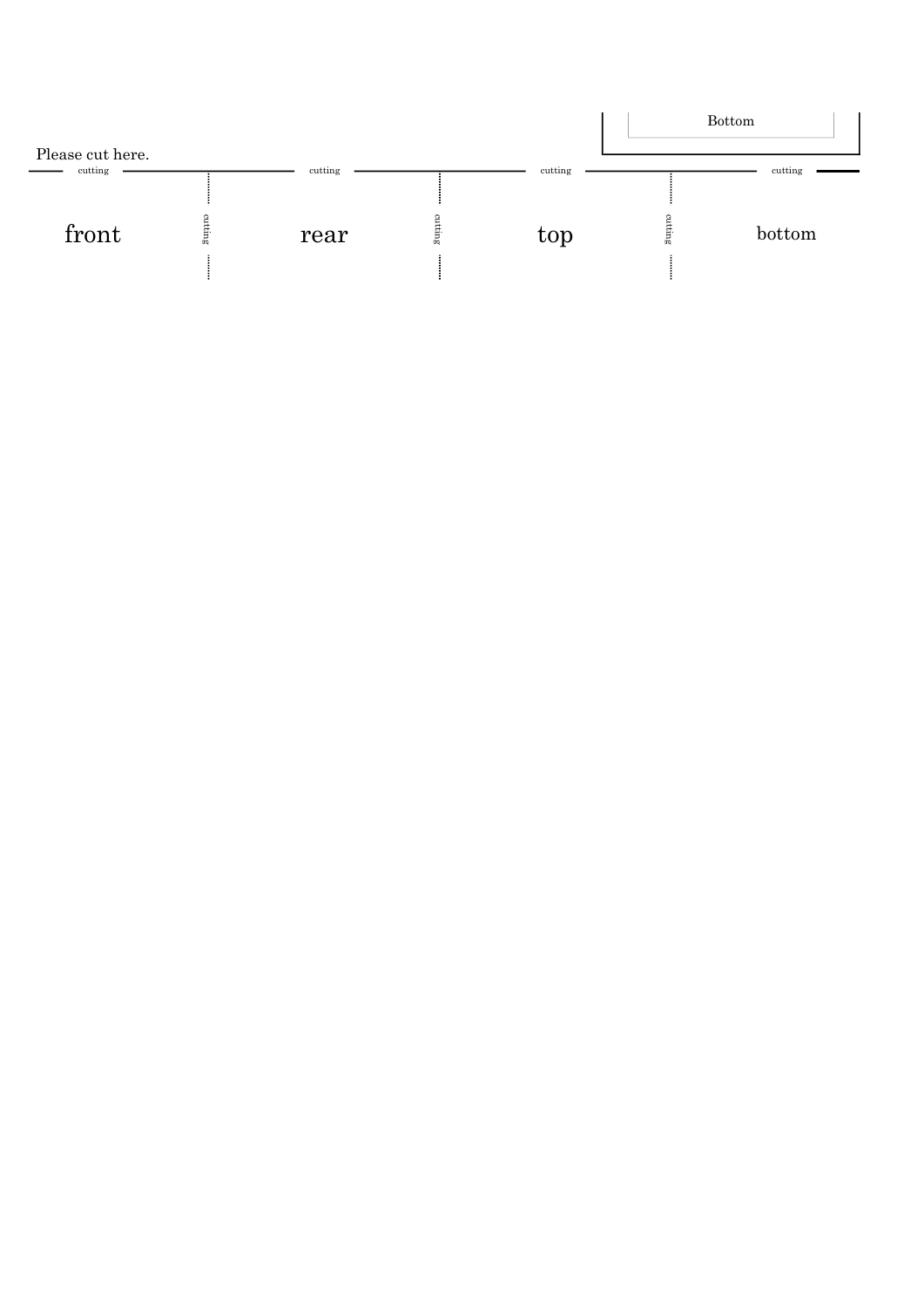Bottom

Please cut here.

cutting cutting cutting cutting

front cutting rear cutting top cutting bottom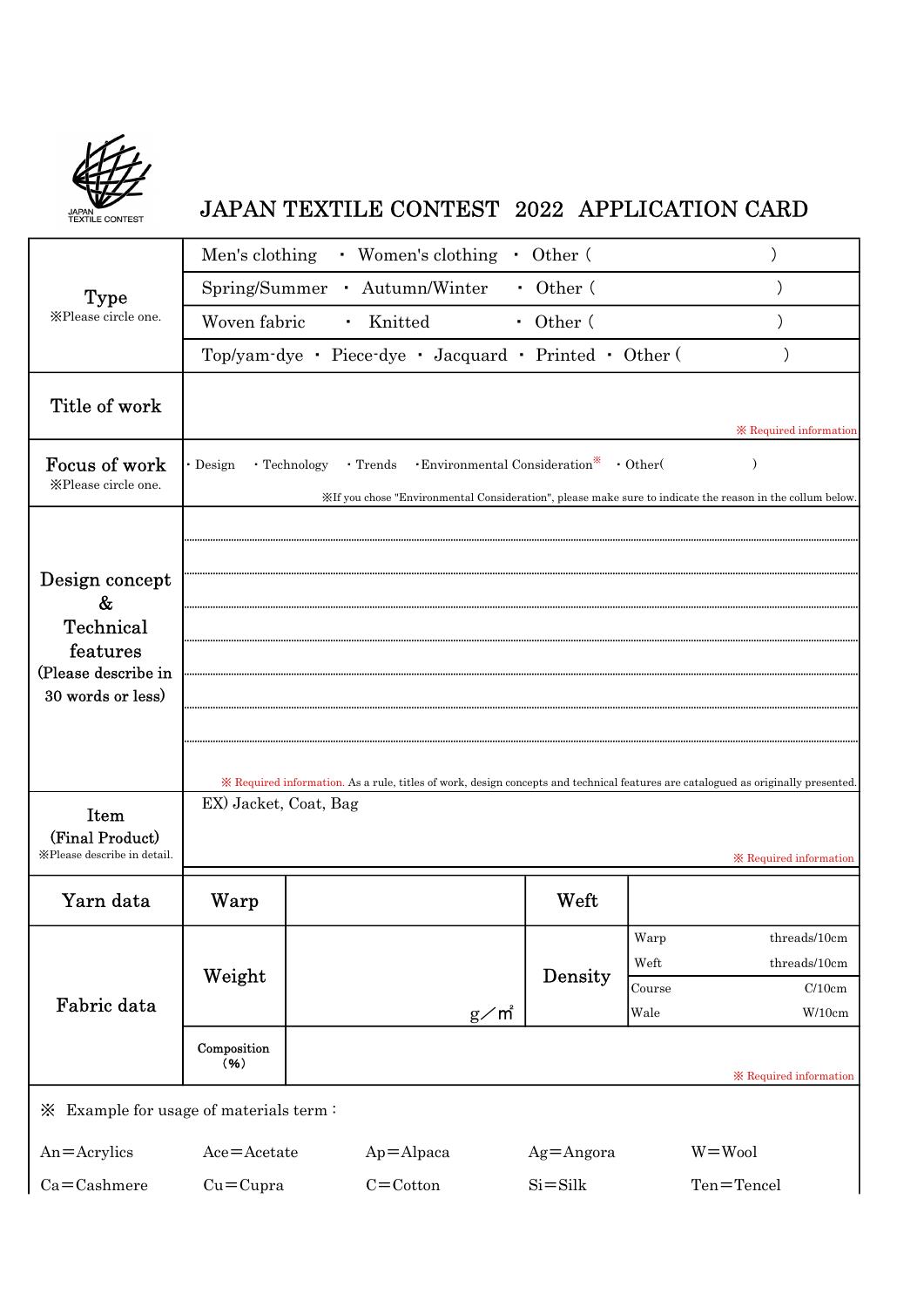JAPAN TEXTILE CONTEST

# JAPAN TEXTILE CONTEST 2022 APPLICATION CARD

| | | | | |
|---|---|---|---|---|
| **Type** ※Please circle one. | Men's clothing ・ Women's clothing ・ Other ( ) | | | |
| | Spring/Summer ・ Autumn/Winter ・ Other ( ) | | | |
| | Woven fabric ・ Knitted ・ Other ( ) | | | |
| | Top/yam-dye ・ Piece-dye ・ Jacquard ・ Printed ・ Other ( ) | | | |
| **Title of work** | ※ Required information | | | |
| **Focus of work** ※Please circle one. | ・Design ・Technology ・Trends ・Environmental Consideration※ ・Other( ) ※If you chose "Environmental Consideration", please make sure to indicate the reason in the collum below. | | | |
| **Design concept & Technical features** (Please describe in 30 words or less) | ※ Required information. As a rule, titles of work, design concepts and technical features are catalogued as originally presented. | | | |
| **Item (Final Product)** ※Please describe in detail. | EX) Jacket, Coat, Bag ※ Required information | | | |
| **Yarn data** | **Warp** | | **Weft** | |
| **Fabric data** | **Weight** | g／㎡ | **Density** | Warp threads/10cm<br>Weft threads/10cm<br>Course C/10cm<br>Wale W/10cm |
| | **Composition (%)** | ※ Required information | | |

※ Example for usage of materials term：

| | | | | |
|---|---|---|---|---|
| An=Acrylics | Ace=Acetate | Ap=Alpaca | Ag=Angora | W=Wool |
| Ca=Cashmere | Cu=Cupra | C=Cotton | Si=Silk | Ten=Tencel |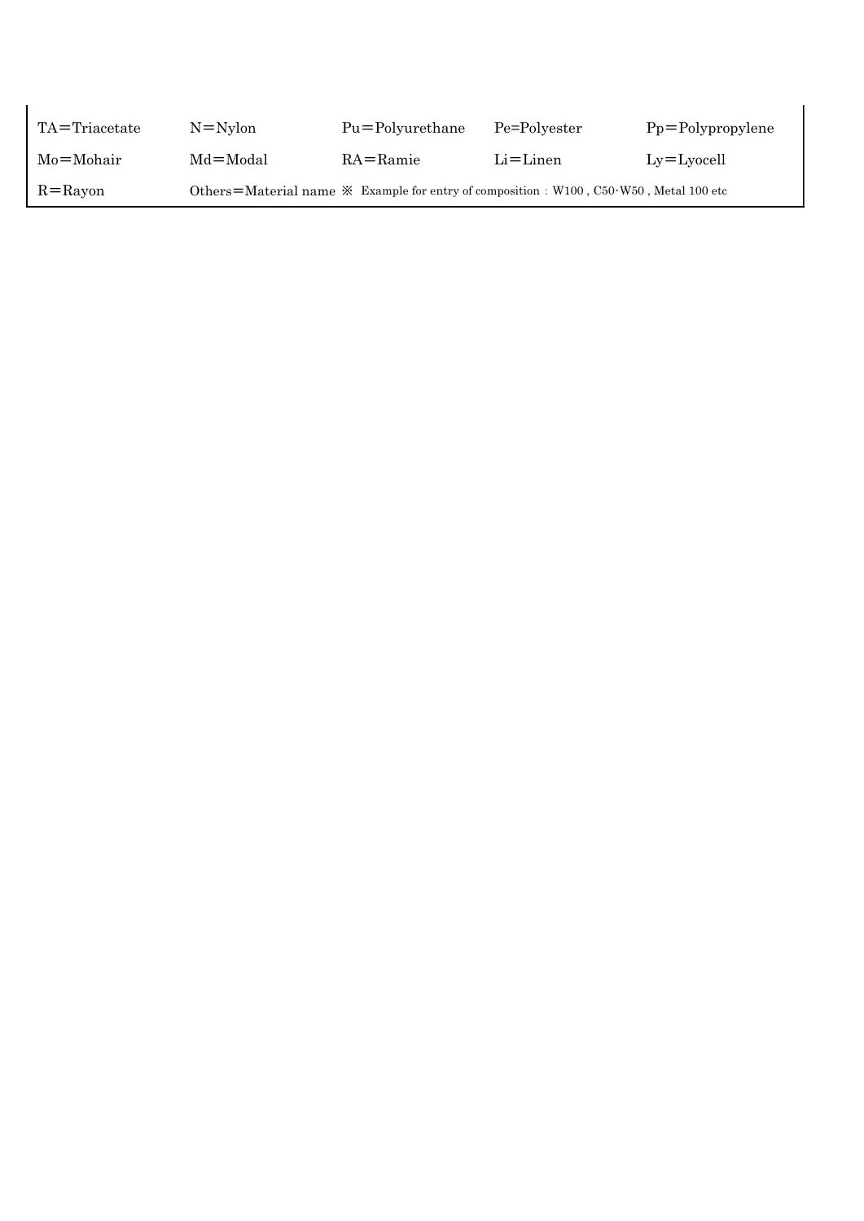| | | | | |
|---|---|---|---|---|
| TA＝Triacetate | N＝Nylon | Pu＝Polyurethane | Pe=Polyester | Pp＝Polypropylene |
| Mo＝Mohair | Md＝Modal | RA＝Ramie | Li＝Linen | Ly＝Lyocell |
| R＝Rayon | Others＝Material name ※ Example for entry of composition：W100 , C50･W50 , Metal 100 etc | | | |